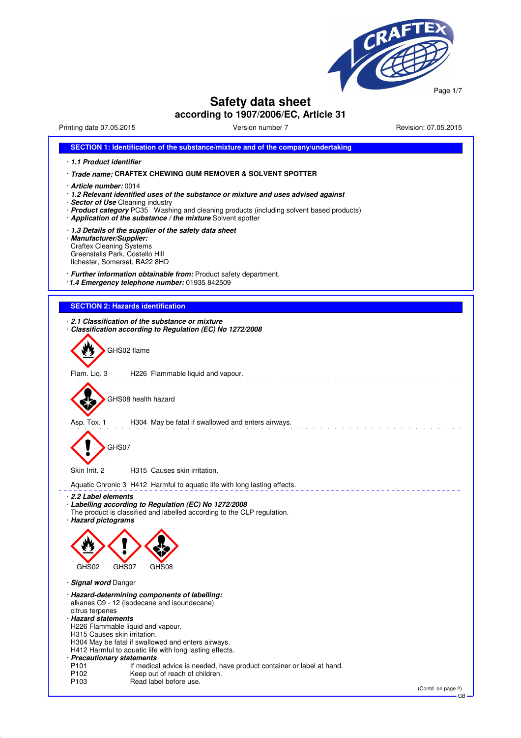# Safety data sheet
## according to 1907/2006/EC, Article 31

Printing date 07.05.2015 Version number 7 Revision: 07.05.2015

### SECTION 1: Identification of the substance/mixture and of the company/undertaking

· ***1.1 Product identifier***

· ***Trade name:*** **CRAFTEX CHEWING GUM REMOVER & SOLVENT SPOTTER**

· ***Article number:*** 0014
· ***1.2 Relevant identified uses of the substance or mixture and uses advised against***
· ***Sector of Use*** Cleaning industry
· ***Product category*** PC35 Washing and cleaning products (including solvent based products)
· ***Application of the substance / the mixture*** Solvent spotter

· ***1.3 Details of the supplier of the safety data sheet***
· ***Manufacturer/Supplier:***
Craftex Cleaning Systems
Greenstalls Park, Costello Hill
Ilchester, Somerset, BA22 8HD

· ***Further information obtainable from:*** Product safety department.
· ***1.4 Emergency telephone number:*** 01935 842509

### SECTION 2: Hazards identification

· ***2.1 Classification of the substance or mixture***
· ***Classification according to Regulation (EC) No 1272/2008***

GHS02 flame

Flam. Liq. 3 H226 Flammable liquid and vapour.

GHS08 health hazard

Asp. Tox. 1 H304 May be fatal if swallowed and enters airways.

GHS07

Skin Irrit. 2 H315 Causes skin irritation.

Aquatic Chronic 3 H412 Harmful to aquatic life with long lasting effects.

· ***2.2 Label elements***
· ***Labelling according to Regulation (EC) No 1272/2008***
The product is classified and labelled according to the CLP regulation.
· ***Hazard pictograms***

GHS02 GHS07 GHS08

· ***Signal word*** Danger

· ***Hazard-determining components of labelling:***
alkanes C9 - 12 (isodecane and isoundecane)
citrus terpenes
· ***Hazard statements***
H226 Flammable liquid and vapour.
H315 Causes skin irritation.
H304 May be fatal if swallowed and enters airways.
H412 Harmful to aquatic life with long lasting effects.
· ***Precautionary statements***

P101 If medical advice is needed, have product container or label at hand.
P102 Keep out of reach of children.
P103 Read label before use.

(Contd. on page 2)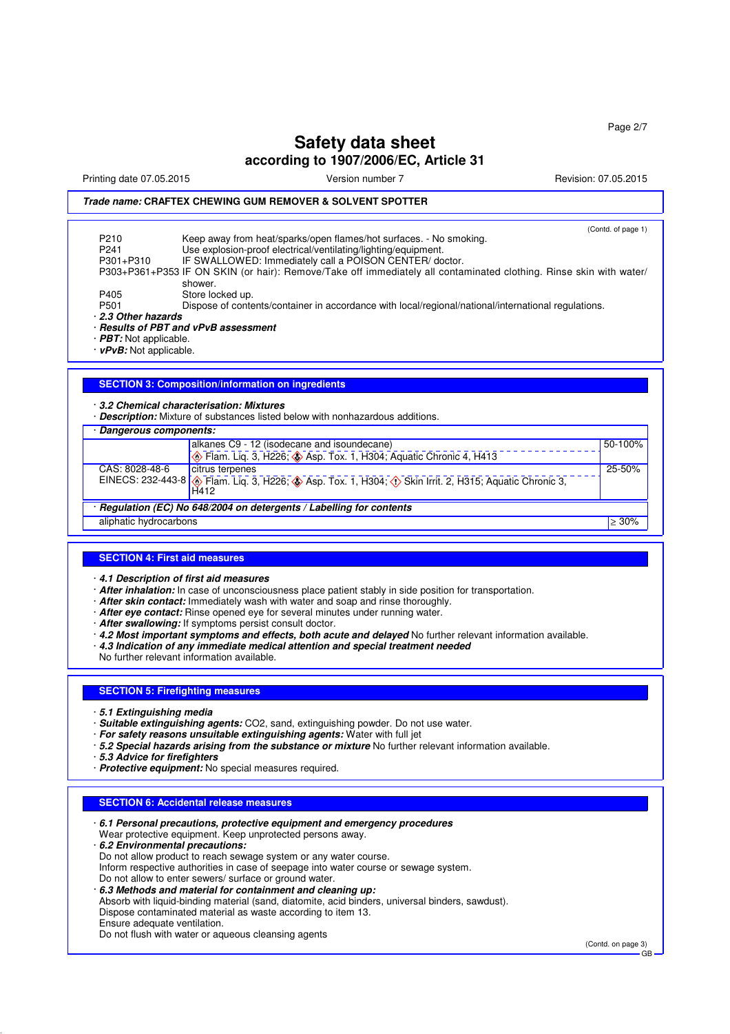**Trade name: CRAFTEX CHEWING GUM REMOVER & SOLVENT SPOTTER**

(Contd. of page 1)

| | |
|---|---|
| P210 | Keep away from heat/sparks/open flames/hot surfaces. - No smoking. |
| P241 | Use explosion-proof electrical/ventilating/lighting/equipment. |
| P301+P310 | IF SWALLOWED: Immediately call a POISON CENTER/ doctor. |
| P303+P361+P353 | IF ON SKIN (or hair): Remove/Take off immediately all contaminated clothing. Rinse skin with water/ shower. |
| P405 | Store locked up. |
| P501 | Dispose of contents/container in accordance with local/regional/national/international regulations. |

· ***2.3 Other hazards***
· ***Results of PBT and vPvB assessment***
· ***PBT:*** Not applicable.
· ***vPvB:*** Not applicable.

## SECTION 3: Composition/information on ingredients

· ***3.2 Chemical characterisation: Mixtures***
· ***Description:*** Mixture of substances listed below with nonhazardous additions.

| · ***Dangerous components:*** | | |
|---|---|---|
| | alkanes C9 - 12 (isodecane and isoundecane)<br>Flam. Liq. 3, H226; Asp. Tox. 1, H304; Aquatic Chronic 4, H413 | 50-100% |
| CAS: 8028-48-6<br>EINECS: 232-443-8 | citrus terpenes<br>Flam. Liq. 3, H226; Asp. Tox. 1, H304; Skin Irrit. 2, H315; Aquatic Chronic 3, H412 | 25-50% |

| · ***Regulation (EC) No 648/2004 on detergents / Labelling for contents*** | |
|---|---|
| aliphatic hydrocarbons | ≥ 30% |

## SECTION 4: First aid measures

· ***4.1 Description of first aid measures***
· ***After inhalation:*** In case of unconsciousness place patient stably in side position for transportation.
· ***After skin contact:*** Immediately wash with water and soap and rinse thoroughly.
· ***After eye contact:*** Rinse opened eye for several minutes under running water.
· ***After swallowing:*** If symptoms persist consult doctor.
· ***4.2 Most important symptoms and effects, both acute and delayed*** No further relevant information available.
· ***4.3 Indication of any immediate medical attention and special treatment needed***
No further relevant information available.

## SECTION 5: Firefighting measures

· ***5.1 Extinguishing media***
· ***Suitable extinguishing agents:*** $CO_2$, sand, extinguishing powder. Do not use water.
· ***For safety reasons unsuitable extinguishing agents:*** Water with full jet
· ***5.2 Special hazards arising from the substance or mixture*** No further relevant information available.
· ***5.3 Advice for firefighters***
· ***Protective equipment:*** No special measures required.

## SECTION 6: Accidental release measures

· ***6.1 Personal precautions, protective equipment and emergency procedures***
Wear protective equipment. Keep unprotected persons away.
· ***6.2 Environmental precautions:***
Do not allow product to reach sewage system or any water course.
Inform respective authorities in case of seepage into water course or sewage system.
Do not allow to enter sewers/ surface or ground water.
· ***6.3 Methods and material for containment and cleaning up:***
Absorb with liquid-binding material (sand, diatomite, acid binders, universal binders, sawdust).
Dispose contaminated material as waste according to item 13.
Ensure adequate ventilation.
Do not flush with water or aqueous cleansing agents

(Contd. on page 3)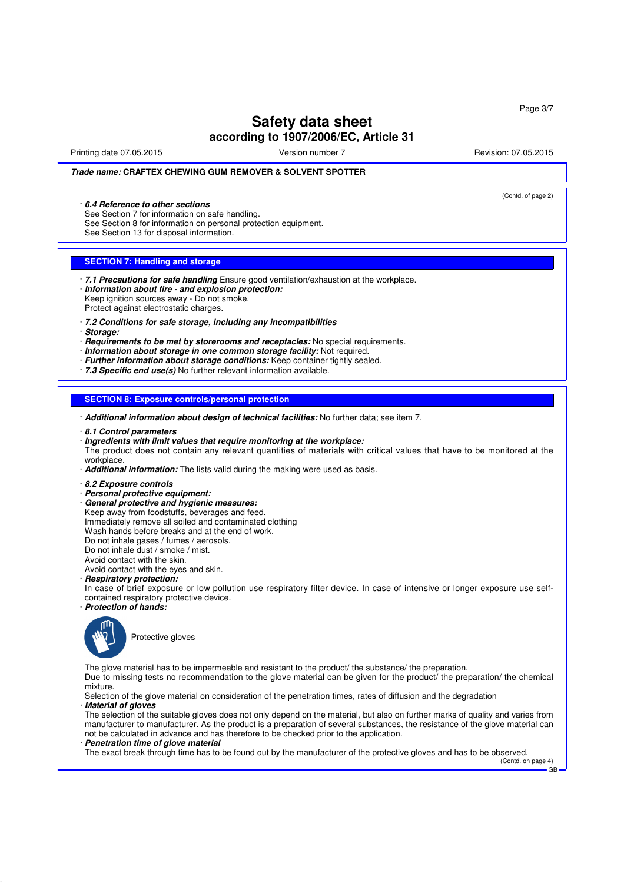# Safety data sheet
## according to 1907/2006/EC, Article 31

Printing date 07.05.2015 Version number 7 Revision: 07.05.2015

***Trade name:*** **CRAFTEX CHEWING GUM REMOVER & SOLVENT SPOTTER**

(Contd. of page 2)

· ***6.4 Reference to other sections***
See Section 7 for information on safe handling.
See Section 8 for information on personal protection equipment.
See Section 13 for disposal information.

## SECTION 7: Handling and storage

· ***7.1 Precautions for safe handling*** Ensure good ventilation/exhaustion at the workplace.
· ***Information about fire - and explosion protection:***
Keep ignition sources away - Do not smoke.
Protect against electrostatic charges.

· ***7.2 Conditions for safe storage, including any incompatibilities***
· ***Storage:***
· ***Requirements to be met by storerooms and receptacles:*** No special requirements.
· ***Information about storage in one common storage facility:*** Not required.
· ***Further information about storage conditions:*** Keep container tightly sealed.
· ***7.3 Specific end use(s)*** No further relevant information available.

## SECTION 8: Exposure controls/personal protection

· ***Additional information about design of technical facilities:*** No further data; see item 7.

· ***8.1 Control parameters***
· ***Ingredients with limit values that require monitoring at the workplace:***
The product does not contain any relevant quantities of materials with critical values that have to be monitored at the workplace.
· ***Additional information:*** The lists valid during the making were used as basis.

· ***8.2 Exposure controls***
· ***Personal protective equipment:***
· ***General protective and hygienic measures:***
Keep away from foodstuffs, beverages and feed.
Immediately remove all soiled and contaminated clothing
Wash hands before breaks and at the end of work.
Do not inhale gases / fumes / aerosols.
Do not inhale dust / smoke / mist.
Avoid contact with the skin.
Avoid contact with the eyes and skin.
· ***Respiratory protection:***
In case of brief exposure or low pollution use respiratory filter device. In case of intensive or longer exposure use self-contained respiratory protective device.
· ***Protection of hands:***

Protective gloves

The glove material has to be impermeable and resistant to the product/ the substance/ the preparation.
Due to missing tests no recommendation to the glove material can be given for the product/ the preparation/ the chemical mixture.
Selection of the glove material on consideration of the penetration times, rates of diffusion and the degradation
· ***Material of gloves***
The selection of the suitable gloves does not only depend on the material, but also on further marks of quality and varies from manufacturer to manufacturer. As the product is a preparation of several substances, the resistance of the glove material can not be calculated in advance and has therefore to be checked prior to the application.
· ***Penetration time of glove material***
The exact break through time has to be found out by the manufacturer of the protective gloves and has to be observed.

(Contd. on page 4)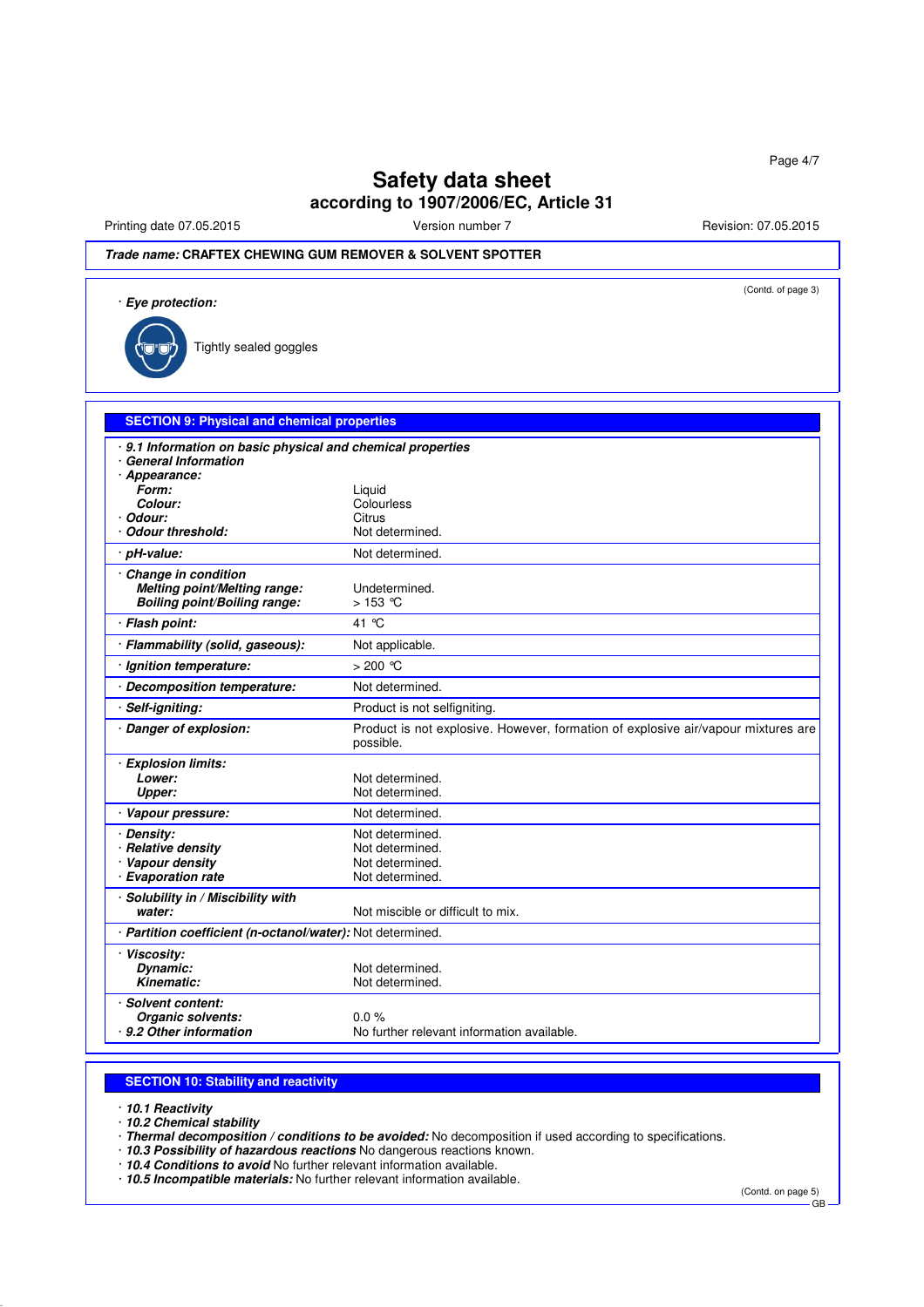# Safety data sheet
## according to 1907/2006/EC, Article 31

Printing date 07.05.2015 | Version number 7 | Revision: 07.05.2015

**Trade name: CRAFTEX CHEWING GUM REMOVER & SOLVENT SPOTTER**

(Contd. of page 3)

· ***Eye protection:***

Tightly sealed goggles

## SECTION 9: Physical and chemical properties

· ***9.1 Information on basic physical and chemical properties***
· ***General Information***
· ***Appearance:***

| Property | Value |
|---|---|
| ***Form:*** | Liquid |
| ***Colour:*** | Colourless |
| · ***Odour:*** | Citrus |
| · ***Odour threshold:*** | Not determined. |
| · ***pH-value:*** | Not determined. |
| · ***Change in condition*** | |
| ***Melting point/Melting range:*** | Undetermined. |
| ***Boiling point/Boiling range:*** | > 153 °C |
| · ***Flash point:*** | 41 °C |
| · ***Flammability (solid, gaseous):*** | Not applicable. |
| · ***Ignition temperature:*** | > 200 °C |
| · ***Decomposition temperature:*** | Not determined. |
| · ***Self-igniting:*** | Product is not selfigniting. |
| · ***Danger of explosion:*** | Product is not explosive. However, formation of explosive air/vapour mixtures are possible. |
| · ***Explosion limits:*** | |
| ***Lower:*** | Not determined. |
| ***Upper:*** | Not determined. |
| · ***Vapour pressure:*** | Not determined. |
| · ***Density:*** | Not determined. |
| · ***Relative density*** | Not determined. |
| · ***Vapour density*** | Not determined. |
| · ***Evaporation rate*** | Not determined. |
| · ***Solubility in / Miscibility with water:*** | Not miscible or difficult to mix. |
| · ***Partition coefficient (n-octanol/water):*** | Not determined. |
| · ***Viscosity:*** | |
| ***Dynamic:*** | Not determined. |
| ***Kinematic:*** | Not determined. |
| · ***Solvent content:*** | |
| ***Organic solvents:*** | 0.0 % |
| · ***9.2 Other information*** | No further relevant information available. |

## SECTION 10: Stability and reactivity

· ***10.1 Reactivity***
· ***10.2 Chemical stability***
· ***Thermal decomposition / conditions to be avoided:*** No decomposition if used according to specifications.
· ***10.3 Possibility of hazardous reactions*** No dangerous reactions known.
· ***10.4 Conditions to avoid*** No further relevant information available.
· ***10.5 Incompatible materials:*** No further relevant information available.

(Contd. on page 5)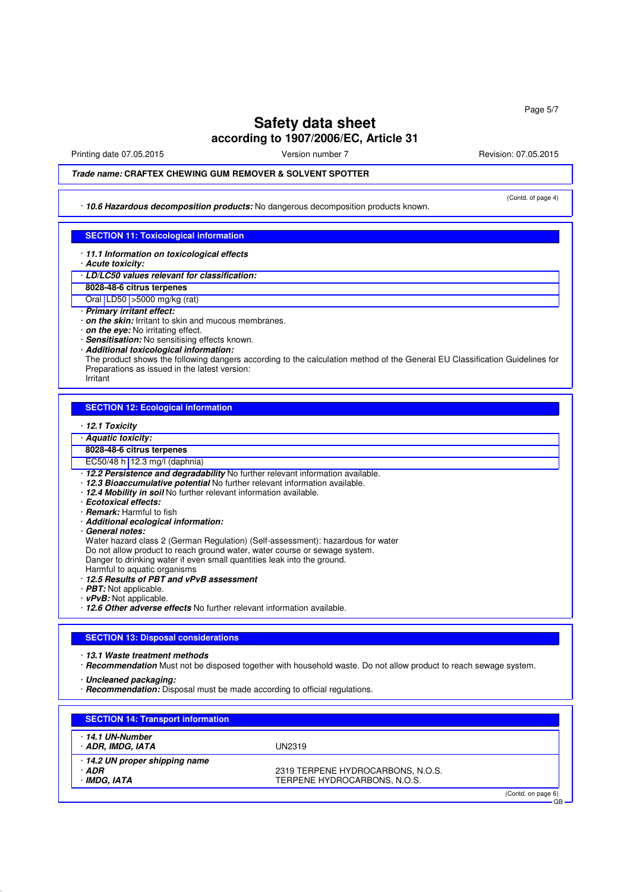# Safety data sheet
## according to 1907/2006/EC, Article 31

Printing date 07.05.2015 Version number 7 Revision: 07.05.2015

***Trade name:* CRAFTEX CHEWING GUM REMOVER & SOLVENT SPOTTER**

(Contd. of page 4)

· ***10.6 Hazardous decomposition products:*** No dangerous decomposition products known.

## SECTION 11: Toxicological information

· ***11.1 Information on toxicological effects***
· ***Acute toxicity:***

| · ***LD/LC50 values relevant for classification:*** | | |
|---|---|---|
| **8028-48-6 citrus terpenes** | | |
| Oral | LD50 | >5000 mg/kg (rat) |

· ***Primary irritant effect:***
· ***on the skin:*** Irritant to skin and mucous membranes.
· ***on the eye:*** No irritating effect.
· ***Sensitisation:*** No sensitising effects known.
· ***Additional toxicological information:***
The product shows the following dangers according to the calculation method of the General EU Classification Guidelines for Preparations as issued in the latest version:
Irritant

## SECTION 12: Ecological information

· ***12.1 Toxicity***

| · ***Aquatic toxicity:*** | |
|---|---|
| **8028-48-6 citrus terpenes** | |
| EC50/48 h | 12.3 mg/l (daphnia) |

· ***12.2 Persistence and degradability*** No further relevant information available.
· ***12.3 Bioaccumulative potential*** No further relevant information available.
· ***12.4 Mobility in soil*** No further relevant information available.
· ***Ecotoxical effects:***
· ***Remark:*** Harmful to fish
· ***Additional ecological information:***
· ***General notes:***
Water hazard class 2 (German Regulation) (Self-assessment): hazardous for water
Do not allow product to reach ground water, water course or sewage system.
Danger to drinking water if even small quantities leak into the ground.
Harmful to aquatic organisms
· ***12.5 Results of PBT and vPvB assessment***
· ***PBT:*** Not applicable.
· ***vPvB:*** Not applicable.
· ***12.6 Other adverse effects*** No further relevant information available.

## SECTION 13: Disposal considerations

· ***13.1 Waste treatment methods***
· ***Recommendation*** Must not be disposed together with household waste. Do not allow product to reach sewage system.

· ***Uncleaned packaging:***
· ***Recommendation:*** Disposal must be made according to official regulations.

## SECTION 14: Transport information

| | |
|---|---|
| · ***14.1 UN-Number*** <br> · ***ADR, IMDG, IATA*** | UN2319 |
| · ***14.2 UN proper shipping name*** <br> · ***ADR*** <br> · ***IMDG, IATA*** | <br> 2319 TERPENE HYDROCARBONS, N.O.S. <br> TERPENE HYDROCARBONS, N.O.S. |

(Contd. on page 6)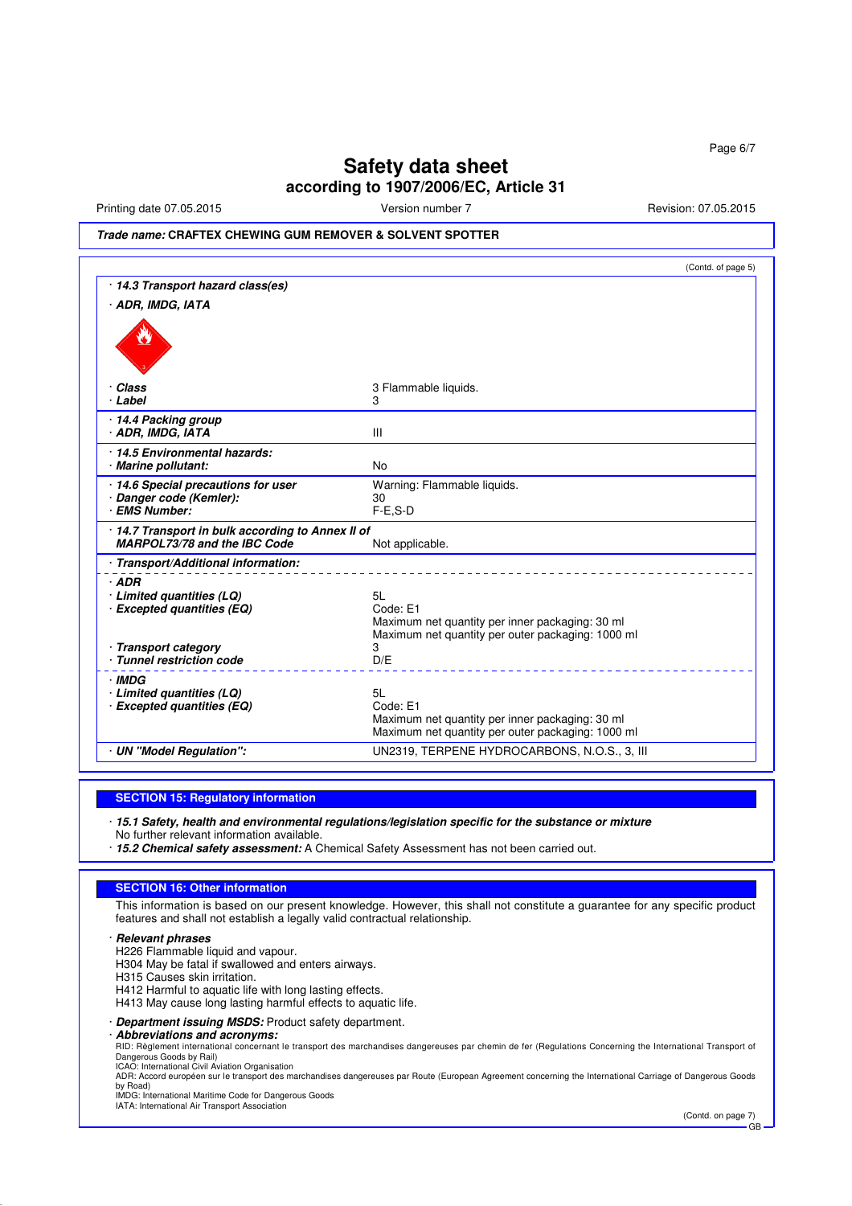(Contd. of page 5)

**· 14.3 Transport hazard class(es)**

**· ADR, IMDG, IATA**

| | |
|---|---|
| **· Class** | 3 Flammable liquids. |
| **· Label** | 3 |
| **· 14.4 Packing group** | |
| **· ADR, IMDG, IATA** | III |
| **· 14.5 Environmental hazards:** | |
| **· Marine pollutant:** | No |
| **· 14.6 Special precautions for user** | Warning: Flammable liquids. |
| **· Danger code (Kemler):** | 30 |
| **· EMS Number:** | F-E,S-D |
| **· 14.7 Transport in bulk according to Annex II of MARPOL73/78 and the IBC Code** | Not applicable. |
| **· Transport/Additional information:** | |
| **· ADR** | |
| **· Limited quantities (LQ)** | 5L |
| **· Excepted quantities (EQ)** | Code: E1<br>Maximum net quantity per inner packaging: 30 ml<br>Maximum net quantity per outer packaging: 1000 ml |
| **· Transport category** | 3 |
| **· Tunnel restriction code** | D/E |
| **· IMDG** | |
| **· Limited quantities (LQ)** | 5L |
| **· Excepted quantities (EQ)** | Code: E1<br>Maximum net quantity per inner packaging: 30 ml<br>Maximum net quantity per outer packaging: 1000 ml |
| **· UN "Model Regulation":** | UN2319, TERPENE HYDROCARBONS, N.O.S., 3, III |

## SECTION 15: Regulatory information

**· 15.1 Safety, health and environmental regulations/legislation specific for the substance or mixture**
No further relevant information available.

**· 15.2 Chemical safety assessment:** A Chemical Safety Assessment has not been carried out.

## SECTION 16: Other information

This information is based on our present knowledge. However, this shall not constitute a guarantee for any specific product features and shall not establish a legally valid contractual relationship.

**· Relevant phrases**
H226 Flammable liquid and vapour.
H304 May be fatal if swallowed and enters airways.
H315 Causes skin irritation.
H412 Harmful to aquatic life with long lasting effects.
H413 May cause long lasting harmful effects to aquatic life.

**· Department issuing MSDS:** Product safety department.

**· Abbreviations and acronyms:**
RID: Règlement international concernant le transport des marchandises dangereuses par chemin de fer (Regulations Concerning the International Transport of Dangerous Goods by Rail)
ICAO: International Civil Aviation Organisation
ADR: Accord européen sur le transport des marchandises dangereuses par Route (European Agreement concerning the International Carriage of Dangerous Goods by Road)
IMDG: International Maritime Code for Dangerous Goods
IATA: International Air Transport Association

(Contd. on page 7)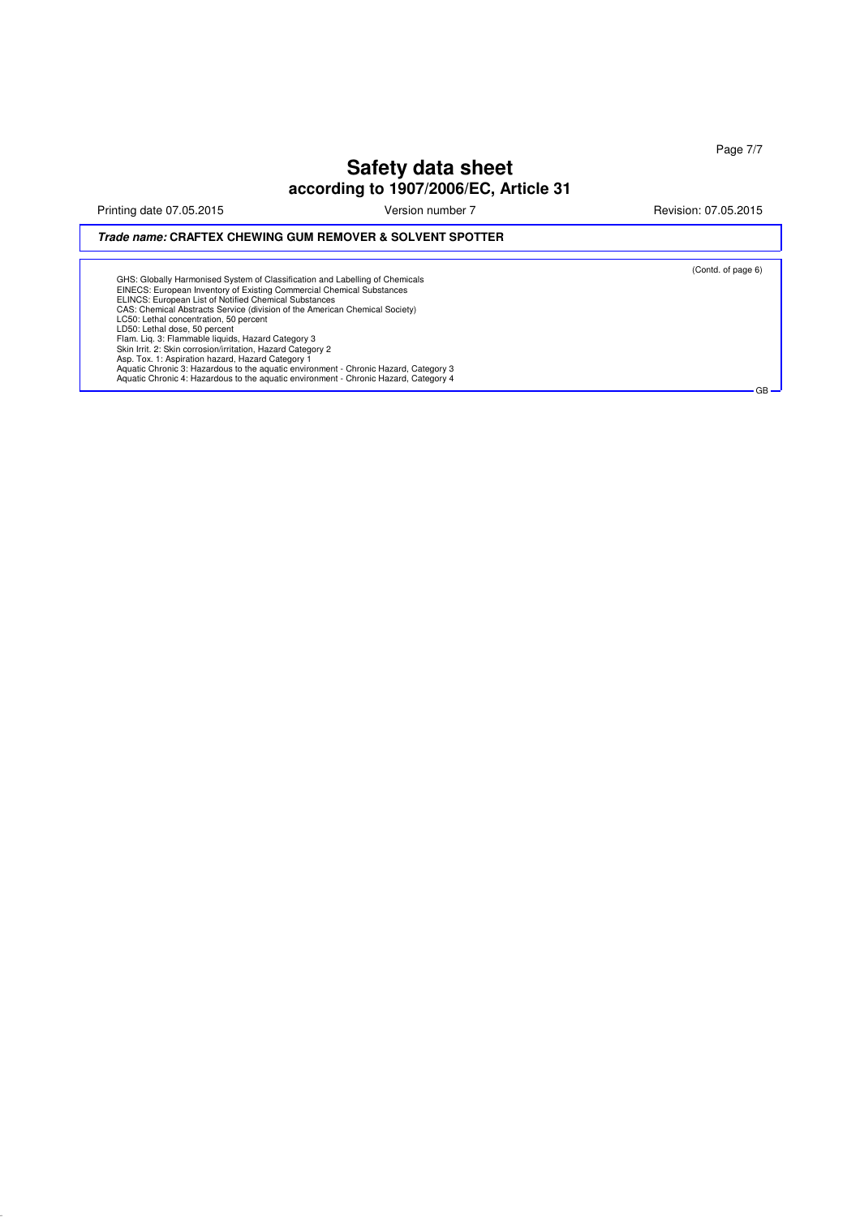# Safety data sheet
## according to 1907/2006/EC, Article 31

Printing date 07.05.2015 Version number 7 Revision: 07.05.2015

***Trade name:*** **CRAFTEX CHEWING GUM REMOVER & SOLVENT SPOTTER**

(Contd. of page 6)

GHS: Globally Harmonised System of Classification and Labelling of Chemicals
EINECS: European Inventory of Existing Commercial Chemical Substances
ELINCS: European List of Notified Chemical Substances
CAS: Chemical Abstracts Service (division of the American Chemical Society)
LC50: Lethal concentration, 50 percent
LD50: Lethal dose, 50 percent
Flam. Liq. 3: Flammable liquids, Hazard Category 3
Skin Irrit. 2: Skin corrosion/irritation, Hazard Category 2
Asp. Tox. 1: Aspiration hazard, Hazard Category 1
Aquatic Chronic 3: Hazardous to the aquatic environment - Chronic Hazard, Category 3
Aquatic Chronic 4: Hazardous to the aquatic environment - Chronic Hazard, Category 4

GB